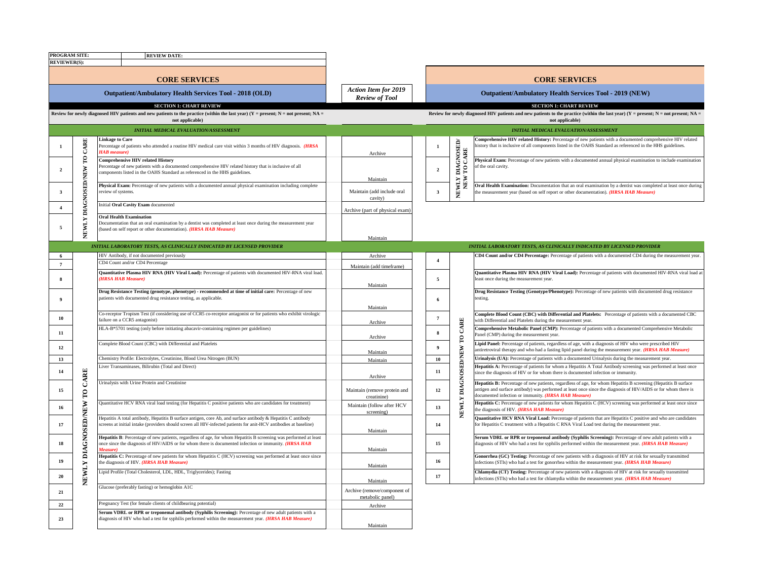| PROGRAM SITE: | REVIEW DATE: |
| --- | --- |
| REVIEWER(S): | |

## CORE SERVICES

### Outpatient/Ambulatory Health Services Tool - 2018 (OLD)

**SECTION 1: CHART REVIEW**

**Review for newly diagnosed HIV patients and new patients to the practice (within the last year) (Y = present; N = not present; NA = not applicable)**

| # | | Item | *Action Item for 2019 Review of Tool* |
| --- | --- | --- | --- |
| | | ***INITIAL MEDICAL EVALUATION/ASSESSMENT*** | |
| 1 | NEWLY DIAGNOSED/NEW TO CARE | **Linkage to Care** Percentage of patients who attended a routine HIV medical care visit within 3 months of HIV diagnosis. ***(HRSA HAB measure)*** | Archive |
| 2 | NEWLY DIAGNOSED/NEW TO CARE | **Comprehensive HIV related History** Percentage of new patients with a documented comprehensive HIV related history that is inclusive of all components listed in the OAHS Standard as referenced in the HHS guidelines. | Maintain |
| 3 | NEWLY DIAGNOSED/NEW TO CARE | **Physical Exam:** Percentage of new patients with a documented annual physical examination including complete review of systems. | Maintain (add include oral cavity) |
| 4 | NEWLY DIAGNOSED/NEW TO CARE | Initial **Oral Cavity Exam** documented | Archive (part of physical exam) |
| 5 | NEWLY DIAGNOSED/NEW TO CARE | **Oral Health Examination** Documentation that an oral examination by a dentist was completed at least once during the measurement year (based on self report or other documentation). ***(HRSA HAB Measure)*** | Maintain |
| | | ***INITIAL LABORATORY TESTS, AS CLINICALLY INDICATED BY LICENSED PROVIDER*** | |
| 6 | NEWLY DIAGNOSED/NEW TO CARE | HIV Antibody, if not documented previously | Archive |
| 7 | NEWLY DIAGNOSED/NEW TO CARE | CD4 Count and/or CD4 Percentage | Maintain (add timeframe) |
| 8 | NEWLY DIAGNOSED/NEW TO CARE | **Quantitative Plasma HIV RNA (HIV Viral Load):** Percentage of patients with documented HIV-RNA viral load. ***(HRSA HAB Measure)*** | Maintain |
| 9 | NEWLY DIAGNOSED/NEW TO CARE | **Drug Resistance Testing (genotype, phenotype) - recommended at time of initial care:** Percentage of new patients with documented drug resistance testing, as applicable. | Maintain |
| 10 | NEWLY DIAGNOSED/NEW TO CARE | Co-receptor Tropism Test (if considering use of CCR5 co-receptor antagonist or for patients who exhibit virologic failure on a CCR5 antagonist) | Archive |
| 11 | NEWLY DIAGNOSED/NEW TO CARE | HLA-B*5701 testing (only before initiating abacavir-containing regimen per guidelines) | Archive |
| 12 | NEWLY DIAGNOSED/NEW TO CARE | Complete Blood Count (CBC) with Differential and Platelets | Maintain |
| 13 | NEWLY DIAGNOSED/NEW TO CARE | Chemistry Profile: Electrolytes, Creatinine, Blood Urea Nitrogen (BUN) | Maintain |
| 14 | NEWLY DIAGNOSED/NEW TO CARE | Liver Transaminases, Bilirubin (Total and Direct) | Archive |
| 15 | NEWLY DIAGNOSED/NEW TO CARE | Urinalysis with Urine Protein and Creatinine | Maintain (remove protein and creatinine) |
| 16 | NEWLY DIAGNOSED/NEW TO CARE | Quantitative HCV RNA viral load testing (for Hepatitis C positive patients who are candidates for treatment) | Maintain (follow after HCV screening) |
| 17 | NEWLY DIAGNOSED/NEW TO CARE | Hepatitis A total antibody, Hepatitis B surface antigen, core Ab, and surface antibody & Hepatitis C antibody screens at initial intake (providers should screen all HIV-infected patients for anit-HCV antibodies at baseline) | Maintain |
| 18 | NEWLY DIAGNOSED/NEW TO CARE | **Hepatitis B**: Percentage of new patients, regardless of age, for whom Hepatitis B screening was performed at least once since the diagnosis of HIV/AIDS or for whom there is documented infection or immunity. ***(HRSA HAB Measure)*** | Maintain |
| 19 | NEWLY DIAGNOSED/NEW TO CARE | **Hepatitis C:** Percentage of new patients for whom Hepatitis C (HCV) screening was performed at least once since the diagnosis of HIV. ***(HRSA HAB Measure)*** | Maintain |
| 20 | NEWLY DIAGNOSED/NEW TO CARE | Lipid Profile (Total Cholesterol, LDL, HDL, Triglycerides); Fasting | Maintain |
| 21 | NEWLY DIAGNOSED/NEW TO CARE | Glucose (preferably fasting) or hemoglobin A1C | Archive (remove/component of metabolic panel) |
| 22 | NEWLY DIAGNOSED/NEW TO CARE | Pregnancy Test (for female clients of childbearing potential) | Archive |
| 23 | NEWLY DIAGNOSED/NEW TO CARE | **Serum VDRL or RPR or treponemal antibody (Syphilis Screening):** Percentage of new adult patients with a diagnosis of HIV who had a test for syphilis performed within the measurement year. ***(HRSA HAB Measure)*** | Maintain |

## CORE SERVICES

### Outpatient/Ambulatory Health Services Tool - 2019 (NEW)

**SECTION 1: CHART REVIEW**

**Review for newly diagnosed HIV patients and new patients to the practice (within the last year) (Y = present; N = not present; NA = not applicable)**

| # | | Item |
| --- | --- | --- |
| | | ***INITIAL MEDICAL EVALUATION/ASSESSMENT*** |
| 1 | NEWLY DIAGNOSED/ NEW TO CARE | **Comprehensive HIV related History:** Percentage of new patients with a documented comprehensive HIV related history that is inclusive of all components listed in the OAHS Standard as referenced in the HHS guidelines. |
| 2 | NEWLY DIAGNOSED/ NEW TO CARE | **Physical Exam:** Percentage of new patients with a documented annual physical examination to include examination of the oral cavity. |
| 3 | NEWLY DIAGNOSED/ NEW TO CARE | **Oral Health Examination:** Documentation that an oral examination by a dentist was completed at least once during the measurement year (based on self report or other documentation). ***(HRSA HAB Measure)*** |
| | | ***INITIAL LABORATORY TESTS, AS CLINICALLY INDICATED BY LICENSED PROVIDER*** |
| 4 | NEWLY DIAGNOSED/NEW TO CARE | **CD4 Count and/or CD4 Percentage:** Percentage of patients with a documented CD4 during the measurement year. |
| 5 | NEWLY DIAGNOSED/NEW TO CARE | **Quantitative Plasma HIV RNA (HIV Viral Load):** Percentage of patients with documented HIV-RNA viral load at least once during the measurement year. |
| 6 | NEWLY DIAGNOSED/NEW TO CARE | **Drug Resistance Testing (Genotype/Phenotype):** Percentage of new patients with documented drug resistance testing. |
| 7 | NEWLY DIAGNOSED/NEW TO CARE | **Complete Blood Count (CBC) with Differential and Platelets:** Percentage of patients with a documented CBC with Differential and Platelets during the measurement year. |
| 8 | NEWLY DIAGNOSED/NEW TO CARE | **Comprehensive Metabolic Panel (CMP):** Percentage of patients with a documented Comprehensive Metabolic Panel (CMP) during the measurement year. |
| 9 | NEWLY DIAGNOSED/NEW TO CARE | **Lipid Panel:** Percentage of patients, regardless of age, with a diagnosis of HIV who were prescribed HIV antiretroviral therapy and who had a fasting lipid panel during the measurement year. ***(HRSA HAB Measure)*** |
| 10 | NEWLY DIAGNOSED/NEW TO CARE | **Urinalysis (UA):** Percentage of patients with a documented Urinalysis during the measurement year. |
| 11 | NEWLY DIAGNOSED/NEW TO CARE | **Hepatitis A:** Percentage of patients for whom a Hepatitis A Total Antibody screening was performed at least once since the diagnosis of HIV or for whom there is documented infection or immunity. |
| 12 | NEWLY DIAGNOSED/NEW TO CARE | **Hepatitis B:** Percentage of new patients, regardless of age, for whom Hepatitis B screening (Hepatitis B surface antigen and surface antibody) was performed at least once since the diagnosis of HIV/AIDS or for whom there is documented infection or immunity. ***(HRSA HAB Measure)*** |
| 13 | NEWLY DIAGNOSED/NEW TO CARE | **Hepatitis C:** Percentage of new patients for whom Hepatitis C (HCV) screening was performed at least once since the diagnosis of HIV. ***(HRSA HAB Measure)*** |
| 14 | NEWLY DIAGNOSED/NEW TO CARE | **Quantitative HCV RNA Viral Load:** Percentage of patients that are Hepatitis C positive and who are candidates for Hepatitis C treatment with a Hepatitis C RNA Viral Load test during the measurement year. |
| 15 | NEWLY DIAGNOSED/NEW TO CARE | **Serum VDRL or RPR or treponemal antibody (Syphilis Screening):** Percentage of new adult patients with a diagnosis of HIV who had a test for syphilis performed within the measurement year. ***(HRSA HAB Measure)*** |
| 16 | NEWLY DIAGNOSED/NEW TO CARE | **Gonorrhea (GC) Testing:** Percentage of new patients with a diagnosis of HIV at risk for sexually transmitted infections (STIs) who had a test for gonorrhea within the measurement year. ***(HRSA HAB Measure)*** |
| 17 | NEWLY DIAGNOSED/NEW TO CARE | **Chlamydia (CT) Testing:** Percentage of new patients with a diagnosis of HIV at risk for sexually transmitted infections (STIs) who had a test for chlamydia within the measurement year. ***(HRSA HAB Measure)*** |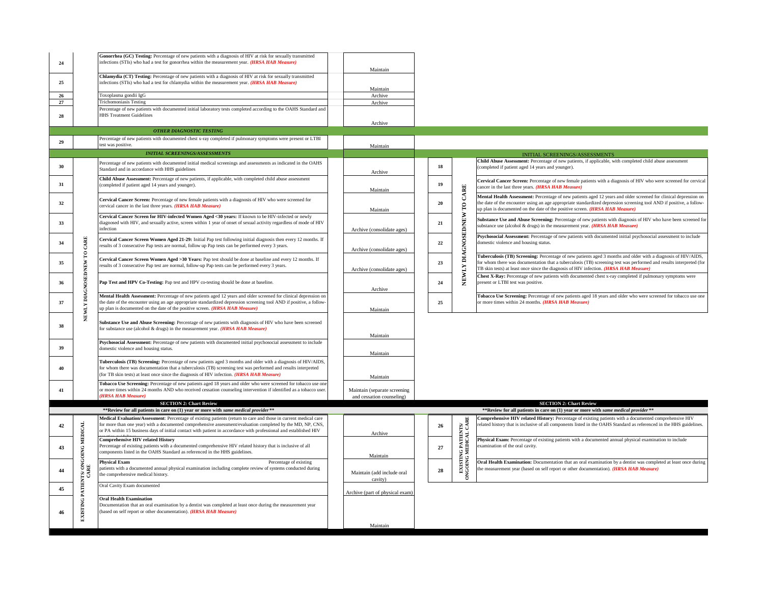| | | | |
|---|---|---|---|
| 24 | | **Gonorrhea (GC) Testing:** Percentage of new patients with a diagnosis of HIV at risk for sexually transmitted infections (STIs) who had a test for gonorrhea within the measurement year. ***(HRSA HAB Measure)*** | Maintain |
| 25 | | **Chlamydia (CT) Testing:** Percentage of new patients with a diagnosis of HIV at risk for sexually transmitted infections (STIs) who had a test for chlamydia within the measurement year. ***(HRSA HAB Measure)*** | Maintain |
| 26 | | Toxoplasma gondii IgG | Archive |
| 27 | | Trichomoniasis Testing | Archive |
| 28 | | Percentage of new patients with documented initial laboratory tests completed according to the OAHS Standard and HHS Treatment Guidelines | Archive |
| | | ***OTHER DIAGNOSTIC TESTING*** | |
| 29 | | Percentage of new patients with documented chest x-ray completed if pulmonary symptoms were present or LTBI test was positive. | Maintain |
| | | ***INITIAL SCREENINGS/ASSESSMENTS*** | |
| 30 | NEWLY DIAGNOSED/NEW TO CARE | Percentage of new patients with documented initial medical screenings and assessments as indicated in the OAHS Standard and in accordance with HHS guidelines | Archive |
| 31 | | **Child Abuse Assessment:** Percentage of new patients, if applicable, with completed child abuse assessment (completed if patient aged 14 years and younger). | Maintain |
| 32 | | **Cervical Cancer Screen:** Percentage of new female patients with a diagnosis of HIV who were screened for cervical cancer in the last three years. ***(HRSA HAB Measure)*** | Maintain |
| 33 | | **Cervical Cancer Screen for HIV-infected Women Aged <30 years:** If known to be HIV-infected or newly diagnosed with HIV, and sexually active, screen within 1 year of onset of sexual activity regardless of mode of HIV infection | Archive (consolidate ages) |
| 34 | | **Cervical Cancer Screen Women Aged 21-29:** Initial Pap test following initial diagnosis then every 12 months. If results of 3 consecutive Pap tests are normal, follow up Pap tests can be performed every 3 years. | Archive (consolidate ages) |
| 35 | | **Cervical Cancer Screen Women Aged >30 Years:** Pap test should be done at baseline and every 12 months. If results of 3 consecutive Pap test are normal, follow-up Pap tests can be performed every 3 years. | Archive (consolidate ages) |
| 36 | | **Pap Test and HPV Co-Testing:** Pap test and HPV co-testing should be done at baseline. | Archive |
| 37 | | **Mental Health Assessment:** Percentage of new patients aged 12 years and older screened for clinical depression on the date of the encounter using an age appropriate standardized depression screening tool AND if positive, a follow-up plan is documented on the date of the positive screen. ***(HRSA HAB Measure)*** | Maintain |
| 38 | | **Substance Use and Abuse Screening:** Percentage of new patients with diagnosis of HIV who have been screened for substance use (alcohol & drugs) in the measurement year. ***(HRSA HAB Measure)*** | Maintain |
| 39 | | **Psychosocial Assessment:** Percentage of new patients with documented initial psychosocial assessment to include domestic violence and housing status. | Maintain |
| 40 | | **Tuberculosis (TB) Screening:** Percentage of new patients aged 3 months and older with a diagnosis of HIV/AIDS, for whom there was documentation that a tuberculosis (TB) screening test was performed and results interpreted (for TB skin tests) at least once since the diagnosis of HIV infection. ***(HRSA HAB Measure)*** | Maintain |
| 41 | | **Tobacco Use Screening:** Percentage of new patients aged 18 years and older who were screened for tobacco use one or more times within 24 months AND who received cessation counseling intervention if identified as a tobacco user. ***(HRSA HAB Measure)*** | Maintain (separate screening and cessation counseling) |
| | | **SECTION 2: Chart Review** | |
| | | **\*\*Review for all patients in care on (1) year or more with *same medical provider*\*\*** | |
| 42 | EXISTING PATIENTS/ ONGOING MEDICAL CARE | **Medical Evaluation/Assessment**: Percentage of existing patients (return to care and those in current medical care for more than one year) with a documented comprehensive assessment/evaluation completed by the MD, NP, CNS, or PA within 15 business days of initial contact with patient in accordance with professional and established HIV | Archive |
| 43 | | **Comprehensive HIV related History** Percentage of existing patients with a documented comprehensive HIV related history that is inclusive of all components listed in the OAHS Standard as referenced in the HHS guidelines. | Maintain |
| 44 | | **Physical Exam** Percentage of existing patients with a documented annual physical examination including complete review of systems conducted during the comprehensive medical history. | Maintain (add include oral cavity) |
| 45 | | Oral Cavity Exam documented | Archive (part of physical exam) |
| 46 | | **Oral Health Examination** Documentation that an oral examination by a dentist was completed at least once during the measurement year (based on self report or other documentation). ***(HRSA HAB Measure)*** | Maintain |

| | | |
|---|---|---|
| | | INITIAL SCREENINGS/ASSESSMENTS |
| 18 | NEWLY DIAGNOSED/NEW TO CARE | **Child Abuse Assessment:** Percentage of new patients, if applicable, with completed child abuse assessment (completed if patient aged 14 years and younger). |
| 19 | | **Cervical Cancer Screen:** Percentage of new female patients with a diagnosis of HIV who were screened for cervical cancer in the last three years. ***(HRSA HAB Measure)*** |
| 20 | | **Mental Health Assessment:** Percentage of new patients aged 12 years and older screened for clinical depression on the date of the encounter using an age appropriate standardized depression screening tool AND if positive, a follow-up plan is documented on the date of the positive screen. ***(HRSA HAB Measure)*** |
| 21 | | **Substance Use and Abuse Screening:** Percentage of new patients with diagnosis of HIV who have been screened for substance use (alcohol & drugs) in the measurement year. ***(HRSA HAB Measure)*** |
| 22 | | **Psychosocial Assessment:** Percentage of new patients with documented initial psychosocial assessment to include domestic violence and housing status. |
| 23 | | **Tuberculosis (TB) Screening:** Percentage of new patients aged 3 months and older with a diagnosis of HIV/AIDS, for whom there was documentation that a tuberculosis (TB) screening test was performed and results interpreted (for TB skin tests) at least once since the diagnosis of HIV infection. ***(HRSA HAB Measure)*** |
| 24 | | **Chest X-Ray:** Percentage of new patients with documented chest x-ray completed if pulmonary symptoms were present or LTBI test was positive. |
| 25 | | **Tobacco Use Screening:** Percentage of new patients aged 18 years and older who were screened for tobacco use one or more times within 24 months. ***(HRSA HAB Measure)*** |
| | | **SECTION 2: Chart Review** |
| | | **\*\*Review for all patients in care on (1) year or more with *same medical provider*\*\*** |
| 26 | EXISTING PATIENTS/ ONGOING MEDICAL CARE | **Comprehensive HIV related History:** Percentage of existing patients with a documented comprehensive HIV related history that is inclusive of all components listed in the OAHS Standard as referenced in the HHS guidelines. |
| 27 | | **Physical Exam:** Percentage of existing patients with a documented annual physical examination to include examination of the oral cavity. |
| 28 | | **Oral Health Examination:** Documentation that an oral examination by a dentist was completed at least once during the measurement year (based on self report or other documentation). ***(HRSA HAB Measure)*** |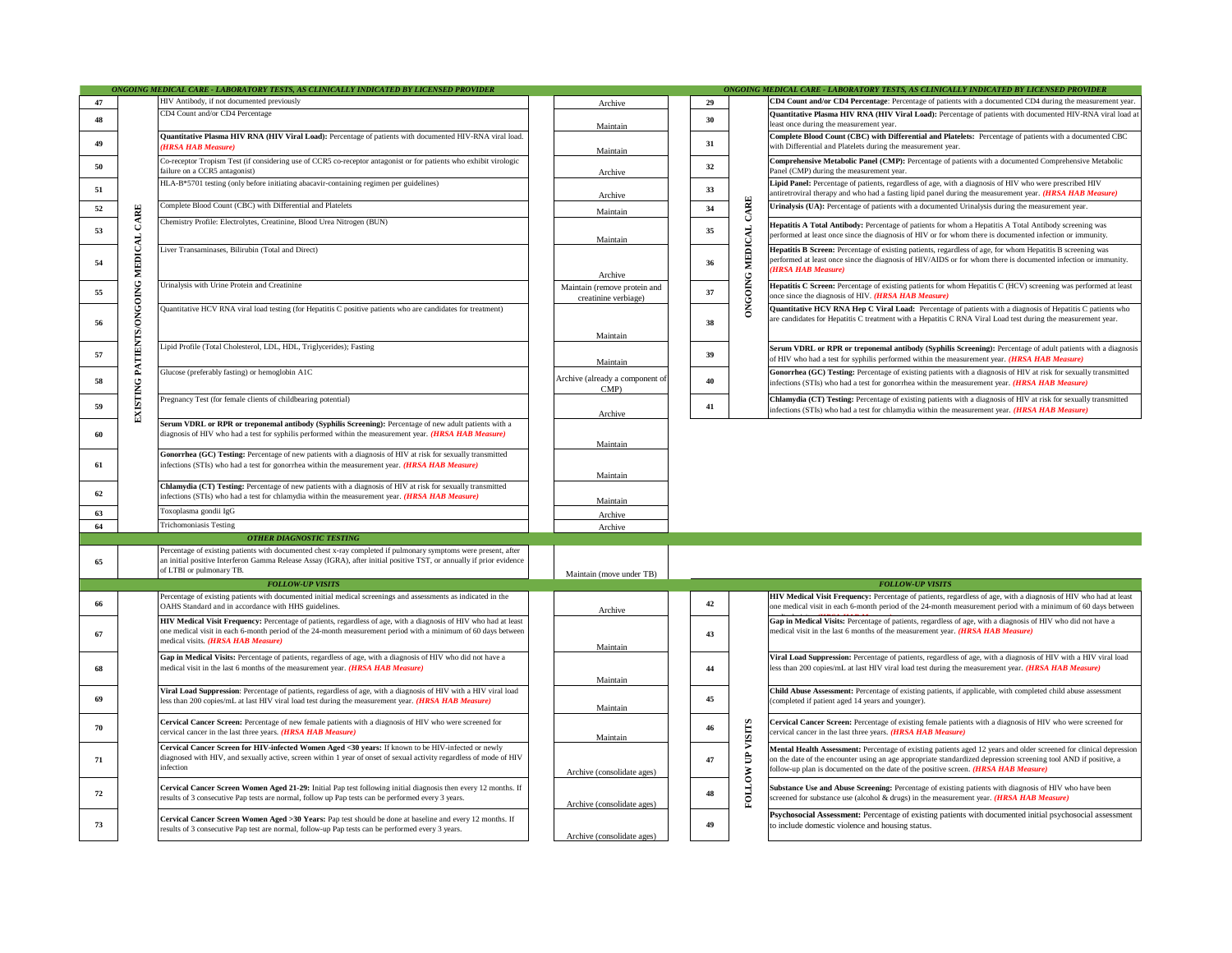## ONGOING MEDICAL CARE - LABORATORY TESTS, AS CLINICALLY INDICATED BY LICENSED PROVIDER

| # | Category | Measure | Action |
|---|---|---|---|
| 47 | EXISTING PATIENTS/ONGOING MEDICAL CARE | HIV Antibody, if not documented previously | Archive |
| 48 | | CD4 Count and/or CD4 Percentage | Maintain |
| 49 | | **Quantitative Plasma HIV RNA (HIV Viral Load):** Percentage of patients with documented HIV-RNA viral load. ***(HRSA HAB Measure)*** | Maintain |
| 50 | | Co-receptor Tropism Test (if considering use of CCR5 co-receptor antagonist or for patients who exhibit virologic failure on a CCR5 antagonist) | Archive |
| 51 | | HLA-B*5701 testing (only before initiating abacavir-containing regimen per guidelines) | Archive |
| 52 | | Complete Blood Count (CBC) with Differential and Platelets | Maintain |
| 53 | | Chemistry Profile: Electrolytes, Creatinine, Blood Urea Nitrogen (BUN) | Maintain |
| 54 | | Liver Transaminases, Bilirubin (Total and Direct) | Archive |
| 55 | | Urinalysis with Urine Protein and Creatinine | Maintain (remove protein and creatinine verbiage) |
| 56 | | Quantitative HCV RNA viral load testing (for Hepatitis C positive patients who are candidates for treatment) | Maintain |
| 57 | | Lipid Profile (Total Cholesterol, LDL, HDL, Triglycerides); Fasting | Maintain |
| 58 | | Glucose (preferably fasting) or hemoglobin A1C | Archive (already a component of CMP) |
| 59 | | Pregnancy Test (for female clients of childbearing potential) | Archive |
| 60 | | **Serum VDRL or RPR or treponemal antibody (Syphilis Screening):** Percentage of new adult patients with a diagnosis of HIV who had a test for syphilis performed within the measurement year. ***(HRSA HAB Measure)*** | Maintain |
| 61 | | **Gonorrhea (GC) Testing:** Percentage of new patients with a diagnosis of HIV at risk for sexually transmitted infections (STIs) who had a test for gonorrhea within the measurement year. ***(HRSA HAB Measure)*** | Maintain |
| 62 | | **Chlamydia (CT) Testing:** Percentage of new patients with a diagnosis of HIV at risk for sexually transmitted infections (STIs) who had a test for chlamydia within the measurement year. ***(HRSA HAB Measure)*** | Maintain |
| 63 | | Toxoplasma gondii IgG | Archive |
| 64 | | Trichomoniasis Testing | Archive |
| | | ***OTHER DIAGNOSTIC TESTING*** | |
| 65 | | Percentage of existing patients with documented chest x-ray completed if pulmonary symptoms were present, after an initial positive Interferon Gamma Release Assay (IGRA), after initial positive TST, or annually if prior evidence of LTBI or pulmonary TB. | Maintain (move under TB) |
| | | ***FOLLOW-UP VISITS*** | |
| 66 | | Percentage of existing patients with documented initial medical screenings and assessments as indicated in the OAHS Standard and in accordance with HHS guidelines. | Archive |
| 67 | | **HIV Medical Visit Frequency:** Percentage of patients, regardless of age, with a diagnosis of HIV who had at least one medical visit in each 6-month period of the 24-month measurement period with a minimum of 60 days between medical visits. ***(HRSA HAB Measure)*** | Maintain |
| 68 | | **Gap in Medical Visits:** Percentage of patients, regardless of age, with a diagnosis of HIV who did not have a medical visit in the last 6 months of the measurement year. ***(HRSA HAB Measure)*** | Maintain |
| 69 | | **Viral Load Suppression:** Percentage of patients, regardless of age, with a diagnosis of HIV with a HIV viral load less than 200 copies/mL at last HIV viral load test during the measurement year. ***(HRSA HAB Measure)*** | Maintain |
| 70 | | **Cervical Cancer Screen:** Percentage of new female patients with a diagnosis of HIV who were screened for cervical cancer in the last three years. ***(HRSA HAB Measure)*** | Maintain |
| 71 | | **Cervical Cancer Screen for HIV-infected Women Aged <30 years:** If known to be HIV-infected or newly diagnosed with HIV, and sexually active, screen within 1 year of onset of sexual activity regardless of mode of HIV infection | Archive (consolidate ages) |
| 72 | | **Cervical Cancer Screen Women Aged 21-29:** Initial Pap test following initial diagnosis then every 12 months. If results of 3 consecutive Pap tests are normal, follow up Pap tests can be performed every 3 years. | Archive (consolidate ages) |
| 73 | | **Cervical Cancer Screen Women Aged >30 Years:** Pap test should be done at baseline and every 12 months. If results of 3 consecutive Pap test are normal, follow-up Pap tests can be performed every 3 years. | Archive (consolidate ages) |

## ONGOING MEDICAL CARE - LABORATORY TESTS, AS CLINICALLY INDICATED BY LICENSED PROVIDER

| # | Category | Measure |
|---|---|---|
| 29 | ONGOING MEDICAL CARE | **CD4 Count and/or CD4 Percentage**: Percentage of patients with a documented CD4 during the measurement year. |
| 30 | | **Quantitative Plasma HIV RNA (HIV Viral Load):** Percentage of patients with documented HIV-RNA viral load at least once during the measurement year. |
| 31 | | **Complete Blood Count (CBC) with Differential and Platelets:** Percentage of patients with a documented CBC with Differential and Platelets during the measurement year. |
| 32 | | **Comprehensive Metabolic Panel (CMP):** Percentage of patients with a documented Comprehensive Metabolic Panel (CMP) during the measurement year. |
| 33 | | **Lipid Panel:** Percentage of patients, regardless of age, with a diagnosis of HIV who were prescribed HIV antiretroviral therapy and who had a fasting lipid panel during the measurement year. ***(HRSA HAB Measure)*** |
| 34 | | **Urinalysis (UA):** Percentage of patients with a documented Urinalysis during the measurement year. |
| 35 | | **Hepatitis A Total Antibody:** Percentage of patients for whom a Hepatitis A Total Antibody screening was performed at least once since the diagnosis of HIV or for whom there is documented infection or immunity. |
| 36 | | **Hepatitis B Screen:** Percentage of existing patients, regardless of age, for whom Hepatitis B screening was performed at least once since the diagnosis of HIV/AIDS or for whom there is documented infection or immunity. ***(HRSA HAB Measure)*** |
| 37 | | **Hepatitis C Screen:** Percentage of patients for whom Hepatitis C (HCV) screening was performed at least once since the diagnosis of HIV. ***(HRSA HAB Measure)*** |
| 38 | | **Quantitative HCV RNA Hep C Viral Load:** Percentage of patients with a diagnosis of Hepatitis C patients who are candidates for Hepatitis C treatment with a Hepatitis C RNA Viral Load test during the measurement year. |
| 39 | | **Serum VDRL or RPR or treponemal antibody (Syphilis Screening):** Percentage of adult patients with a diagnosis of HIV who had a test for syphilis performed within the measurement year. ***(HRSA HAB Measure)*** |
| 40 | | **Gonorrhea (GC) Testing:** Percentage of existing patients with a diagnosis of HIV at risk for sexually transmitted infections (STIs) who had a test for gonorrhea within the measurement year. ***(HRSA HAB Measure)*** |
| 41 | | **Chlamydia (CT) Testing:** Percentage of existing patients with a diagnosis of HIV at risk for sexually transmitted infections (STIs) who had a test for chlamydia within the measurement year. ***(HRSA HAB Measure)*** |

## FOLLOW-UP VISITS

| # | Category | Measure |
|---|---|---|
| 42 | FOLLOW UP VISITS | **HIV Medical Visit Frequency:** Percentage of patients, regardless of age, with a diagnosis of HIV who had at least one medical visit in each 6-month period of the 24-month measurement period with a minimum of 60 days between medical visits. ***(HRSA HAB Measure)*** |
| 43 | | **Gap in Medical Visits:** Percentage of patients, regardless of age, with a diagnosis of HIV who did not have a medical visit in the last 6 months of the measurement year. ***(HRSA HAB Measure)*** |
| 44 | | **Viral Load Suppression:** Percentage of patients, regardless of age, with a diagnosis of HIV with a HIV viral load less than 200 copies/mL at last HIV viral load test during the measurement year. ***(HRSA HAB Measure)*** |
| 45 | | **Child Abuse Assessment:** Percentage of existing patients, if applicable, with completed child abuse assessment (completed if patient aged 14 years and younger). |
| 46 | | **Cervical Cancer Screen:** Percentage of existing female patients with a diagnosis of HIV who were screened for cervical cancer in the last three years. ***(HRSA HAB Measure)*** |
| 47 | | **Mental Health Assessment:** Percentage of existing patients aged 12 years and older screened for clinical depression on the date of the encounter using an age appropriate standardized depression screening tool AND if positive, a follow-up plan is documented on the date of the positive screen. ***(HRSA HAB Measure)*** |
| 48 | | **Substance Use and Abuse Screening:** Percentage of existing patients with diagnosis of HIV who have been screened for substance use (alcohol & drugs) in the measurement year. ***(HRSA HAB Measure)*** |
| 49 | | **Psychosocial Assessment:** Percentage of existing patients with documented initial psychosocial assessment to include domestic violence and housing status. |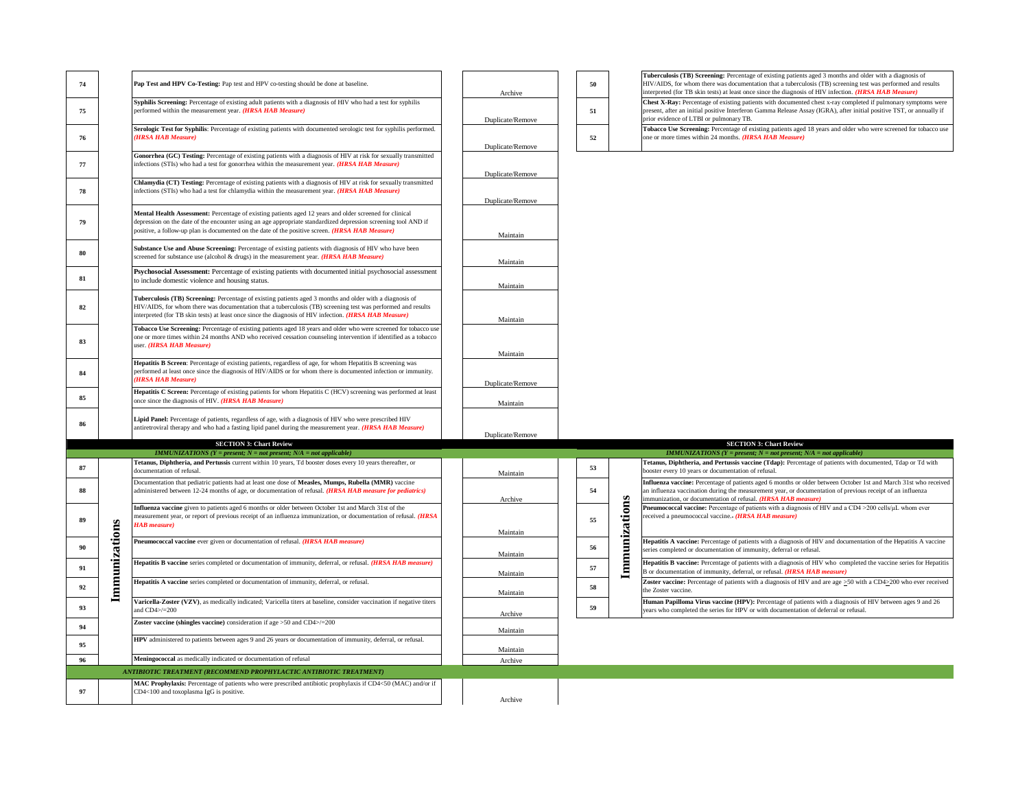| | | | |
|---|---|---|---|
| 74 | | **Pap Test and HPV Co-Testing:** Pap test and HPV co-testing should be done at baseline. | Archive |
| 75 | | **Syphilis Screening:** Percentage of existing adult patients with a diagnosis of HIV who had a test for syphilis performed within the measurement year. ***(HRSA HAB Measure)*** | Duplicate/Remove |
| 76 | | **Serologic Test for Syphilis**: Percentage of existing patients with documented serologic test for syphilis performed. ***(HRSA HAB Measure)*** | Duplicate/Remove |
| 77 | | **Gonorrhea (GC) Testing:** Percentage of existing patients with a diagnosis of HIV at risk for sexually transmitted infections (STIs) who had a test for gonorrhea within the measurement year. ***(HRSA HAB Measure)*** | Duplicate/Remove |
| 78 | | **Chlamydia (CT) Testing:** Percentage of existing patients with a diagnosis of HIV at risk for sexually transmitted infections (STIs) who had a test for chlamydia within the measurement year. ***(HRSA HAB Measure)*** | Duplicate/Remove |
| 79 | | **Mental Health Assessment:** Percentage of existing patients aged 12 years and older screened for clinical depression on the date of the encounter using an age appropriate standardized depression screening tool AND if positive, a follow-up plan is documented on the date of the positive screen. ***(HRSA HAB Measure)*** | Maintain |
| 80 | | **Substance Use and Abuse Screening:** Percentage of existing patients with diagnosis of HIV who have been screened for substance use (alcohol & drugs) in the measurement year. ***(HRSA HAB Measure)*** | Maintain |
| 81 | | **Psychosocial Assessment:** Percentage of existing patients with documented initial psychosocial assessment to include domestic violence and housing status. | Maintain |
| 82 | | **Tuberculosis (TB) Screening:** Percentage of existing patients aged 3 months and older with a diagnosis of HIV/AIDS, for whom there was documentation that a tuberculosis (TB) screening test was performed and results interpreted (for TB skin tests) at least once since the diagnosis of HIV infection. ***(HRSA HAB Measure)*** | Maintain |
| 83 | | **Tobacco Use Screening:** Percentage of existing patients aged 18 years and older who were screened for tobacco use one or more times within 24 months AND who received cessation counseling intervention if identified as a tobacco user. ***(HRSA HAB Measure)*** | Maintain |
| 84 | | **Hepatitis B Screen**: Percentage of existing patients, regardless of age, for whom Hepatitis B screening was performed at least once since the diagnosis of HIV/AIDS or for whom there is documented infection or immunity. ***(HRSA HAB Measure)*** | Duplicate/Remove |
| 85 | | **Hepatitis C Screen:** Percentage of existing patients for whom Hepatitis C (HCV) screening was performed at least once since the diagnosis of HIV. ***(HRSA HAB Measure)*** | Maintain |
| 86 | | **Lipid Panel:** Percentage of patients, regardless of age, with a diagnosis of HIV who were prescribed HIV antiretroviral therapy and who had a fasting lipid panel during the measurement year. ***(HRSA HAB Measure)*** | Duplicate/Remove |
| | | **SECTION 3: Chart Review** | |
| | | ***IMMUNIZATIONS (Y = present; N = not present; N/A = not applicable)*** | |
| 87 | Immunizations | **Tetanus, Diphtheria, and Pertussis** current within 10 years, Td booster doses every 10 years thereafter, or documentation of refusal. | Maintain |
| 88 | | Documentation that pediatric patients had at least one dose of **Measles, Mumps, Rubella (MMR)** vaccine administered between 12-24 months of age, or documentation of refusal. ***(HRSA HAB measure for pediatrics)*** | Archive |
| 89 | | **Influenza vaccine** given to patients aged 6 months or older between October 1st and March 31st of the measurement year, or report of previous receipt of an influenza immunization, or documentation of refusal. ***(HRSA HAB measure)*** | Maintain |
| 90 | | **Pneumococcal vaccine** ever given or documentation of refusal. ***(HRSA HAB measure)*** | Maintain |
| 91 | | **Hepatitis B vaccine** series completed or documentation of immunity, deferral, or refusal. ***(HRSA HAB measure)*** | Maintain |
| 92 | | **Hepatitis A vaccine** series completed or documentation of immunity, deferral, or refusal. | Maintain |
| 93 | | **Varicella-Zoster (VZV)**, as medically indicated; Varicella titers at baseline, consider vaccination if negative titers and CD4>/=200 | Archive |
| 94 | | **Zoster vaccine (shingles vaccine)** consideration if age >50 and CD4>/=200 | Maintain |
| 95 | | **HPV** administered to patients between ages 9 and 26 years or documentation of immunity, deferral, or refusal. | Maintain |
| 96 | | **Meningococcal** as medically indicated or documentation of refusal | Archive |
| | | ***ANTIBIOTIC TREATMENT (RECOMMEND PROPHYLACTIC ANTIBIOTIC TREATMENT)*** | |
| 97 | | **MAC Prophylaxis:** Percentage of patients who were prescribed antibiotic prophylaxis if CD4<50 (MAC) and/or if CD4<100 and toxoplasma IgG is positive. | Archive |

| | | |
|---|---|---|
| 50 | | **Tuberculosis (TB) Screening:** Percentage of existing patients aged 3 months and older with a diagnosis of HIV/AIDS, for whom there was documentation that a tuberculosis (TB) screening test was performed and results interpreted (for TB skin tests) at least once since the diagnosis of HIV infection. ***(HRSA HAB Measure)*** |
| 51 | | **Chest X-Ray:** Percentage of existing patients with documented chest x-ray completed if pulmonary symptoms were present, after an initial positive Interferon Gamma Release Assay (IGRA), after initial positive TST, or annually if prior evidence of LTBI or pulmonary TB. |
| 52 | | **Tobacco Use Screening:** Percentage of existing patients aged 18 years and older who were screened for tobacco use one or more times within 24 months. ***(HRSA HAB Measure)*** |
| | | **SECTION 3: Chart Review** |
| | | ***IMMUNIZATIONS (Y = present; N = not present; N/A = not applicable)*** |
| 53 | Immunizations | **Tetanus, Diphtheria, and Pertussis vaccine (Tdap):** Percentage of patients with documented, Tdap or Td with booster every 10 years or documentation of refusal. |
| 54 | | **Influenza vaccine:** Percentage of patients aged 6 months or older between October 1st and March 31st who received an influenza vaccination during the measurement year, or documentation of previous receipt of an influenza immunization, or documentation of refusal. ***(HRSA HAB measure)*** |
| 55 | | **Pneumococcal vaccine:** Percentage of patients with a diagnosis of HIV and a CD4 >200 cells/µL whom ever received a pneumococcal vaccine.- ***(HRSA HAB measure)*** |
| 56 | | **Hepatitis A vaccine:** Percentage of patients with a diagnosis of HIV and documentation of the Hepatitis A vaccine series completed or documentation of immunity, deferral or refusal. |
| 57 | | **Hepatitis B vaccine:** Percentage of patients with a diagnosis of HIV who completed the vaccine series for Hepatitis B or documentation of immunity, deferral, or refusal. ***(HRSA HAB measure)*** |
| 58 | | **Zoster vaccine:** Percentage of patients with a diagnosis of HIV and are age ≥50 with a CD4≥200 who ever received the Zoster vaccine. |
| 59 | | **Human Papilloma Virus vaccine (HPV):** Percentage of patients with a diagnosis of HIV between ages 9 and 26 years who completed the series for HPV or with documentation of deferral or refusal. |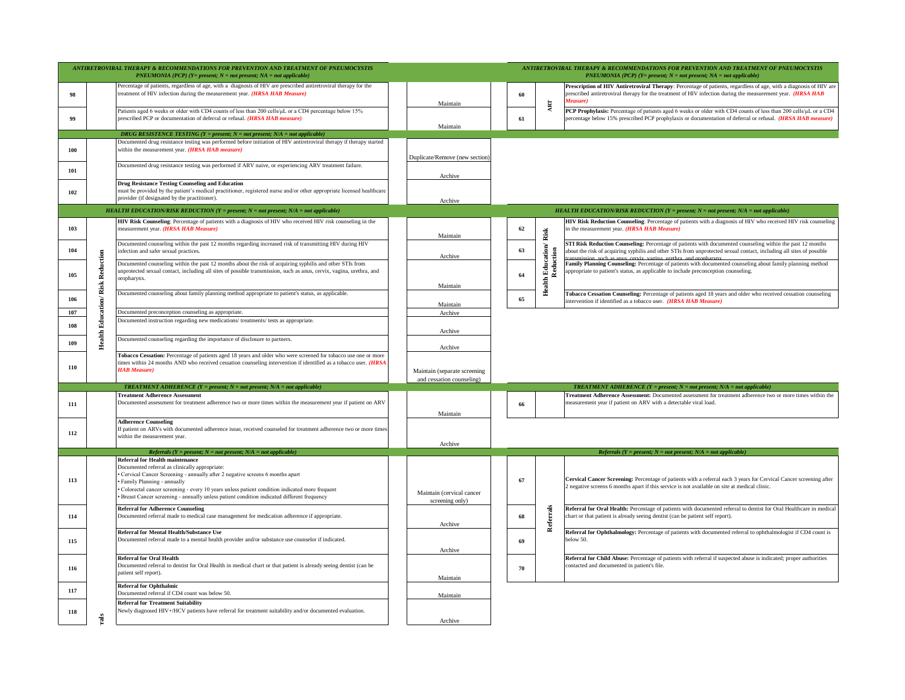| # | Category | Measure | Action | | # | Category | Measure |
|---|---|---|---|---|---|---|---|
| ***ANTIRETROVIRAL THERAPY & RECOMMENDATIONS FOR PREVENTION AND TREATMENT OF PNEUMOCYSTIS PNEUMONIA (PCP) (Y= present; N = not present; NA = not applicable)*** | | | | | ***ANTIRETROVIRAL THERAPY & RECOMMENDATIONS FOR PREVENTION AND TREATMENT OF PNEUMOCYSTIS PNEUMONIA (PCP) (Y= present; N = not present; NA = not applicable)*** | | |
| 98 | | Percentage of patients, regardless of age, with a diagnosis of HIV are prescribed antiretroviral therapy for the treatment of HIV infection during the measurement year. ***(HRSA HAB Measure)*** | Maintain | | 60 | ART | **Prescription of HIV Antiretroviral Therapy**: Percentage of patients, regardless of age, with a diagnosis of HIV are prescribed antiretroviral therapy for the treatment of HIV infection during the measurement year. ***(HRSA HAB Measure)*** |
| 99 | | Patients aged 6 weeks or older with CD4 counts of less than 200 cells/µL or a CD4 percentage below 15% prescribed PCP or documentation of deferral or refusal. ***(HRSA HAB measure)*** | Maintain | | 61 | ART | **PCP Prophylaxis:** Percentage of patients aged 6 weeks or older with CD4 counts of less than 200 cells/µL or a CD4 percentage below 15% prescribed PCP prophylaxis or documentation of deferral or refusal. ***(HRSA HAB measure)*** |
| ***DRUG RESISTENCE TESTING (Y = present; N = not present; N/A = not applicable)*** | | | | | | | |
| 100 | | Documented drug resistance testing was performed before initiation of HIV antiretroviral therapy if therapy started within the measurement year. ***(HRSA HAB measure)*** | Duplicate/Remove (new section) | | | | |
| 101 | | Documented drug resistance testing was performed if ARV naive, or experiencing ARV treatment failure. | Archive | | | | |
| 102 | | **Drug Resistance Testing Counseling and Education** must be provided by the patient's medical practitioner, registered nurse and/or other appropriate licensed healthcare provider (if designated by the practitioner). | Archive | | | | |
| ***HEALTH EDUCATION/RISK REDUCTION (Y = present; N = not present; N/A = not applicable)*** | | | | | ***HEALTH EDUCATION/RISK REDUCTION (Y = present; N = not present; N/A = not applicable)*** | | |
| 103 | Health Education/ Risk Reduction | **HIV Risk Counseling**: Percentage of patients with a diagnosis of HIV who received HIV risk counseling in the measurement year. ***(HRSA HAB Measure)*** | Maintain | | 62 | Health Education/ Risk Reduction | **HIV Risk Reduction Counseling**: Percentage of patients with a diagnosis of HIV who received HIV risk counseling in the measurement year. ***(HRSA HAB Measure)*** |
| 104 | Health Education/ Risk Reduction | Documented counseling within the past 12 months regarding increased risk of transmitting HIV during HIV infection and safer sexual practices. | Archive | | 63 | Health Education/ Risk Reduction | **STI Risk Reduction Counseling:** Percentage of patients with documented counseling within the past 12 months about the risk of acquiring syphilis and other STIs from unprotected sexual contact, including all sites of possible transmission, such as anus, cervix, vagina, urethra, and oropharynx. |
| 105 | Health Education/ Risk Reduction | Documented counseling within the past 12 months about the risk of acquiring syphilis and other STIs from unprotected sexual contact, including all sites of possible transmission, such as anus, cervix, vagina, urethra, and oropharynx. | Maintain | | 64 | Health Education/ Risk Reduction | **Family Planning Counseling:** Percentage of patients with documented counseling about family planning method appropriate to patient's status, as applicable to include preconception counseling. |
| 106 | Health Education/ Risk Reduction | Documented counseling about family planning method appropriate to patient's status, as applicable. | Maintain | | 65 | Health Education/ Risk Reduction | **Tobacco Cessation Counseling:** Percentage of patients aged 18 years and older who received cessation counseling intervention if identified as a tobacco user. ***(HRSA HAB Measure)*** |
| 107 | Health Education/ Risk Reduction | Documented preconception counseling as appropriate. | Archive | | | | |
| 108 | Health Education/ Risk Reduction | Documented instruction regarding new medications/ treatments/ tests as appropriate. | Archive | | | | |
| 109 | Health Education/ Risk Reduction | Documented counseling regarding the importance of disclosure to partners. | Archive | | | | |
| 110 | | **Tobacco Cessation:** Percentage of patients aged 18 years and older who were screened for tobacco use one or more times within 24 months AND who received cessation counseling intervention if identified as a tobacco user. ***(HRSA HAB Measure)*** | Maintain (separate screening and cessation counseling) | | | | |
| ***TREATMENT ADHERENCE (Y = present; N = not present; N/A = not applicable)*** | | | | | ***TREATMENT ADHERENCE (Y = present; N = not present; N/A = not applicable)*** | | |
| 111 | | **Treatment Adherence Assessment** Documented assessment for treatment adherence two or more times within the measurement year if patient on ARV | Maintain | | 66 | | **Treatment Adherence Assessment:** Documented assessment for treatment adherence two or more times within the measurement year if patient on ARV with a detectable viral load. |
| 112 | | **Adherence Counseling** If patient on ARVs with documented adherence issue, received counseled for treatment adherence two or more times within the measurement year. | Archive | | | | |
| ***Referrals (Y = present; N = not present; N/A = not applicable)*** | | | | | ***Referrals (Y = present; N = not present; N/A = not applicable)*** | | |
| 113 | | **Referral for Health maintenance** Documented referral as clinically appropriate: • Cervical Cancer Screening - annually after 2 negative screens 6 months apart • Family Planning - annually • Colorectal cancer screening - every 10 years unless patient condition indicated more frequent • Breast Cancer screening - annually unless patient condition indicated different frequency | Maintain (cervical cancer screening only) | | 67 | Referrals | **Cervical Cancer Screening:** Percentage of patients with a referral each 3 years for Cervical Cancer screening after 2 negative screens 6 months apart if this service is not available on site at medical clinic. |
| 114 | | **Referral for Adherence Counseling** Documented referral made to medical case management for medication adherence if appropriate. | Archive | | 68 | Referrals | **Referral for Oral Health:** Percentage of patients with documented referral to dentist for Oral Healthcare in medical chart or that patient is already seeing dentist (can be patient self report). |
| 115 | | **Referral for Mental Health/Substance Use** Documented referral made to a mental health provider and/or substance use counselor if indicated. | Archive | | 69 | Referrals | **Referral for Ophthalmology:** Percentage of patients with documented referral to ophthalmologist if CD4 count is below 50. |
| 116 | | **Referral for Oral Health** Documented referral to dentist for Oral Health in medical chart or that patient is already seeing dentist (can be patient self report). | Maintain | | 70 | Referrals | **Referral for Child Abuse:** Percentage of patients with referral if suspected abuse is indicated; proper authorities contacted and documented in patient's file. |
| 117 | | **Referral for Ophthalmic** Documented referral if CD4 count was below 50. | Maintain | | | | |
| 118 | rals | **Referral for Treatment Suitability** Newly diagnosed HIV+/HCV patients have referral for treatment suitability and/or documented evaluation. | Archive | | | | |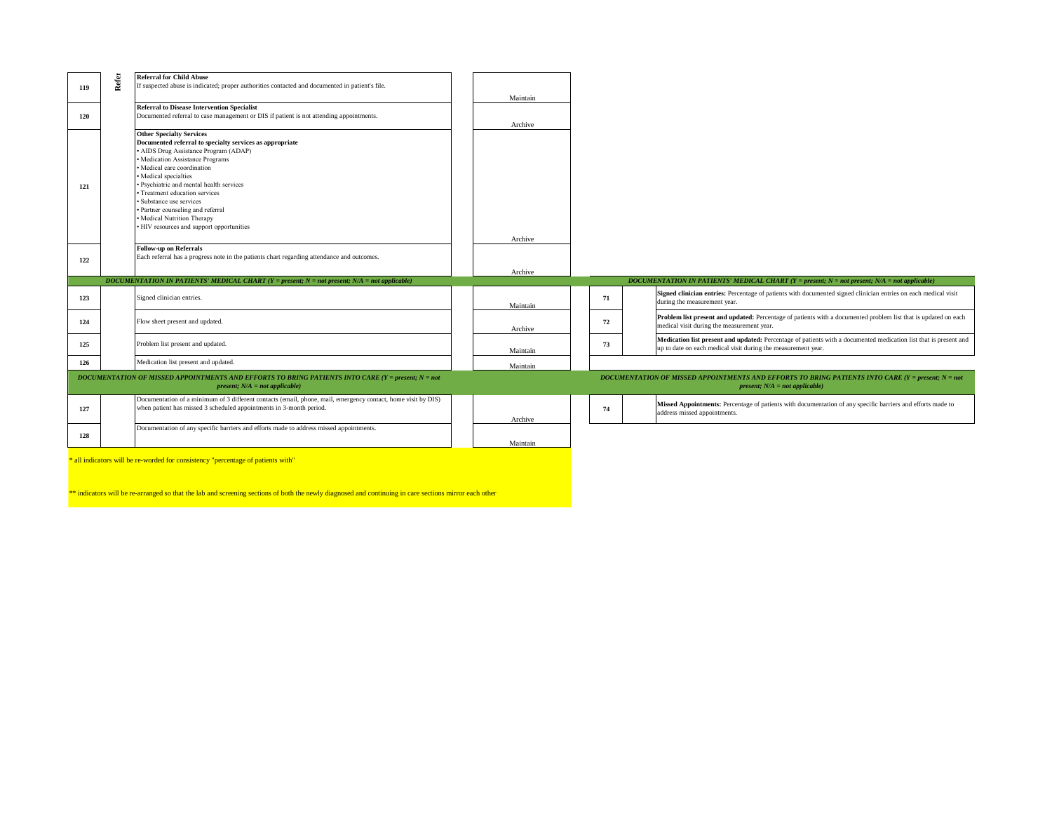| | | | | | | | |
|---|---|---|---|---|---|---|---|
| 119 | Refer | **Referral for Child Abuse**<br>If suspected abuse is indicated; proper authorities contacted and documented in patient's file. | Maintain | | | | |
| 120 | | **Referral to Disease Intervention Specialist**<br>Documented referral to case management or DIS if patient is not attending appointments. | Archive | | | | |
| 121 | | **Other Specialty Services**<br>**Documented referral to specialty services as appropriate**<br>• AIDS Drug Assistance Program (ADAP)<br>• Medication Assistance Programs<br>• Medical care coordination<br>• Medical specialties<br>• Psychiatric and mental health services<br>• Treatment education services<br>• Substance use services<br>• Partner counseling and referral<br>• Medical Nutrition Therapy<br>• HIV resources and support opportunities | Archive | | | | |
| 122 | | **Follow-up on Referrals**<br>Each referral has a progress note in the patients chart regarding attendance and outcomes. | Archive | | | | |
| | | ***DOCUMENTATION IN PATIENTS' MEDICAL CHART (Y = present; N = not present; N/A = not applicable)*** | | | | ***DOCUMENTATION IN PATIENTS' MEDICAL CHART (Y = present; N = not present; N/A = not applicable)*** | |
| 123 | | Signed clinician entries. | Maintain | | 71 | | **Signed clinician entries:** Percentage of patients with documented signed clinician entries on each medical visit during the measurement year. |
| 124 | | Flow sheet present and updated. | Archive | | 72 | | **Problem list present and updated:** Percentage of patients with a documented problem list that is updated on each medical visit during the measurement year. |
| 125 | | Problem list present and updated. | Maintain | | 73 | | **Medication list present and updated:** Percentage of patients with a documented medication list that is present and up to date on each medical visit during the measurement year. |
| 126 | | Medication list present and updated. | Maintain | | | | |
| | | ***DOCUMENTATION OF MISSED APPOINTMENTS AND EFFORTS TO BRING PATIENTS INTO CARE (Y = present; N = not present; N/A = not applicable)*** | | | | ***DOCUMENTATION OF MISSED APPOINTMENTS AND EFFORTS TO BRING PATIENTS INTO CARE (Y = present; N = not present; N/A = not applicable)*** | |
| 127 | | Documentation of a minimum of 3 different contacts (email, phone, mail, emergency contact, home visit by DIS) when patient has missed 3 scheduled appointments in 3-month period. | Archive | | 74 | | **Missed Appointments:** Percentage of patients with documentation of any specific barriers and efforts made to address missed appointments. |
| 128 | | Documentation of any specific barriers and efforts made to address missed appointments. | Maintain | | | | |

* all indicators will be re-worded for consistency "percentage of patients with"

** indicators will be re-arranged so that the lab and screening sections of both the newly diagnosed and continuing in care sections mirror each other